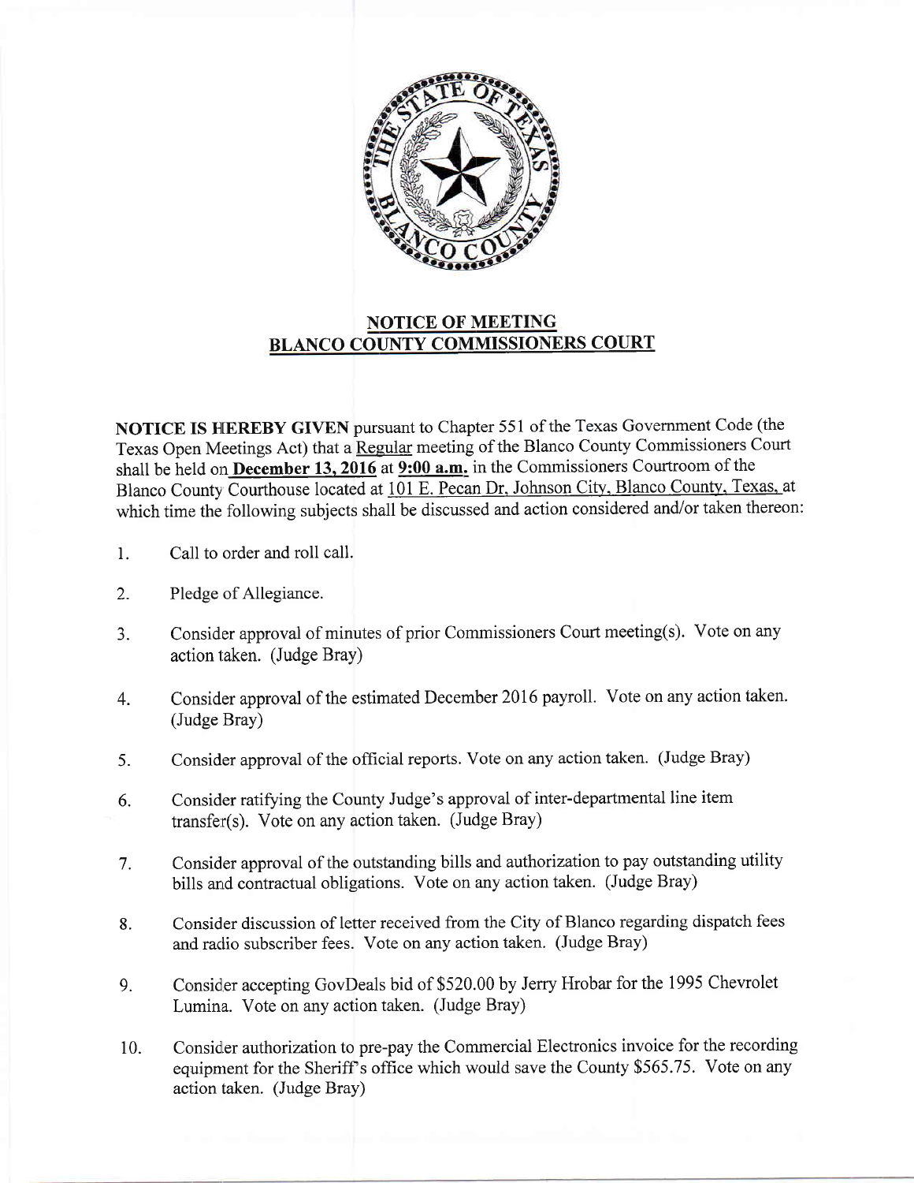## NOTICE OF MEETING
## BLANCO COUNTY COMMISSIONERS COURT

**NOTICE IS HEREBY GIVEN** pursuant to Chapter 551 of the Texas Government Code (the Texas Open Meetings Act) that a Regular meeting of the Blanco County Commissioners Court shall be held on **December 13, 2016** at **9:00 a.m.** in the Commissioners Courtroom of the Blanco County Courthouse located at 101 E. Pecan Dr, Johnson City, Blanco County, Texas, at which time the following subjects shall be discussed and action considered and/or taken thereon:

1. Call to order and roll call.

2. Pledge of Allegiance.

3. Consider approval of minutes of prior Commissioners Court meeting(s). Vote on any action taken. (Judge Bray)

4. Consider approval of the estimated December 2016 payroll. Vote on any action taken. (Judge Bray)

5. Consider approval of the official reports. Vote on any action taken. (Judge Bray)

6. Consider ratifying the County Judge's approval of inter-departmental line item transfer(s). Vote on any action taken. (Judge Bray)

7. Consider approval of the outstanding bills and authorization to pay outstanding utility bills and contractual obligations. Vote on any action taken. (Judge Bray)

8. Consider discussion of letter received from the City of Blanco regarding dispatch fees and radio subscriber fees. Vote on any action taken. (Judge Bray)

9. Consider accepting GovDeals bid of $520.00 by Jerry Hrobar for the 1995 Chevrolet Lumina. Vote on any action taken. (Judge Bray)

10. Consider authorization to pre-pay the Commercial Electronics invoice for the recording equipment for the Sheriff's office which would save the County $565.75. Vote on any action taken. (Judge Bray)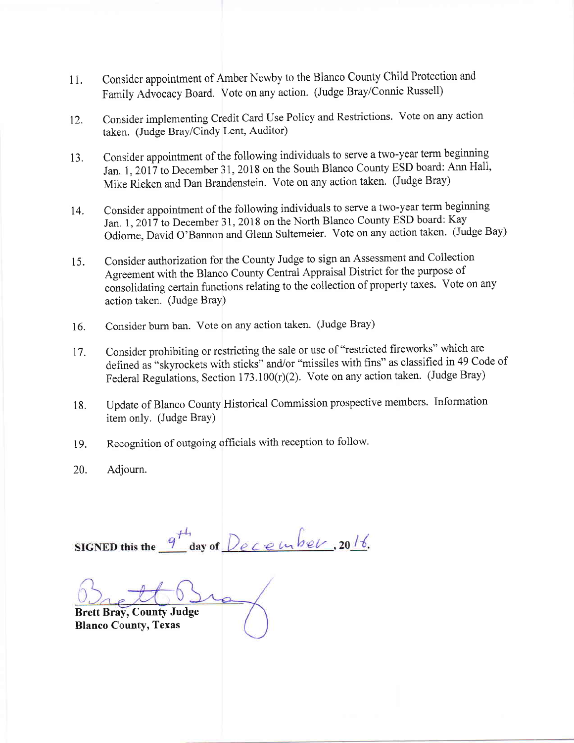11. Consider appointment of Amber Newby to the Blanco County Child Protection and Family Advocacy Board. Vote on any action. (Judge Bray/Connie Russell)

12. Consider implementing Credit Card Use Policy and Restrictions. Vote on any action taken. (Judge Bray/Cindy Lent, Auditor)

13. Consider appointment of the following individuals to serve a two-year term beginning Jan. 1, 2017 to December 31, 2018 on the South Blanco County ESD board: Ann Hall, Mike Rieken and Dan Brandenstein. Vote on any action taken. (Judge Bray)

14. Consider appointment of the following individuals to serve a two-year term beginning Jan. 1, 2017 to December 31, 2018 on the North Blanco County ESD board: Kay Odiorne, David O'Bannon and Glenn Sultemeier. Vote on any action taken. (Judge Bay)

15. Consider authorization for the County Judge to sign an Assessment and Collection Agreement with the Blanco County Central Appraisal District for the purpose of consolidating certain functions relating to the collection of property taxes. Vote on any action taken. (Judge Bray)

16. Consider burn ban. Vote on any action taken. (Judge Bray)

17. Consider prohibiting or restricting the sale or use of "restricted fireworks" which are defined as "skyrockets with sticks" and/or "missiles with fins" as classified in 49 Code of Federal Regulations, Section 173.100(r)(2). Vote on any action taken. (Judge Bray)

18. Update of Blanco County Historical Commission prospective members. Information item only. (Judge Bray)

19. Recognition of outgoing officials with reception to follow.

20. Adjourn.

**SIGNED this the** 9th **day of** December, **20**16.

Brett Bray

**Brett Bray, County Judge**
**Blanco County, Texas**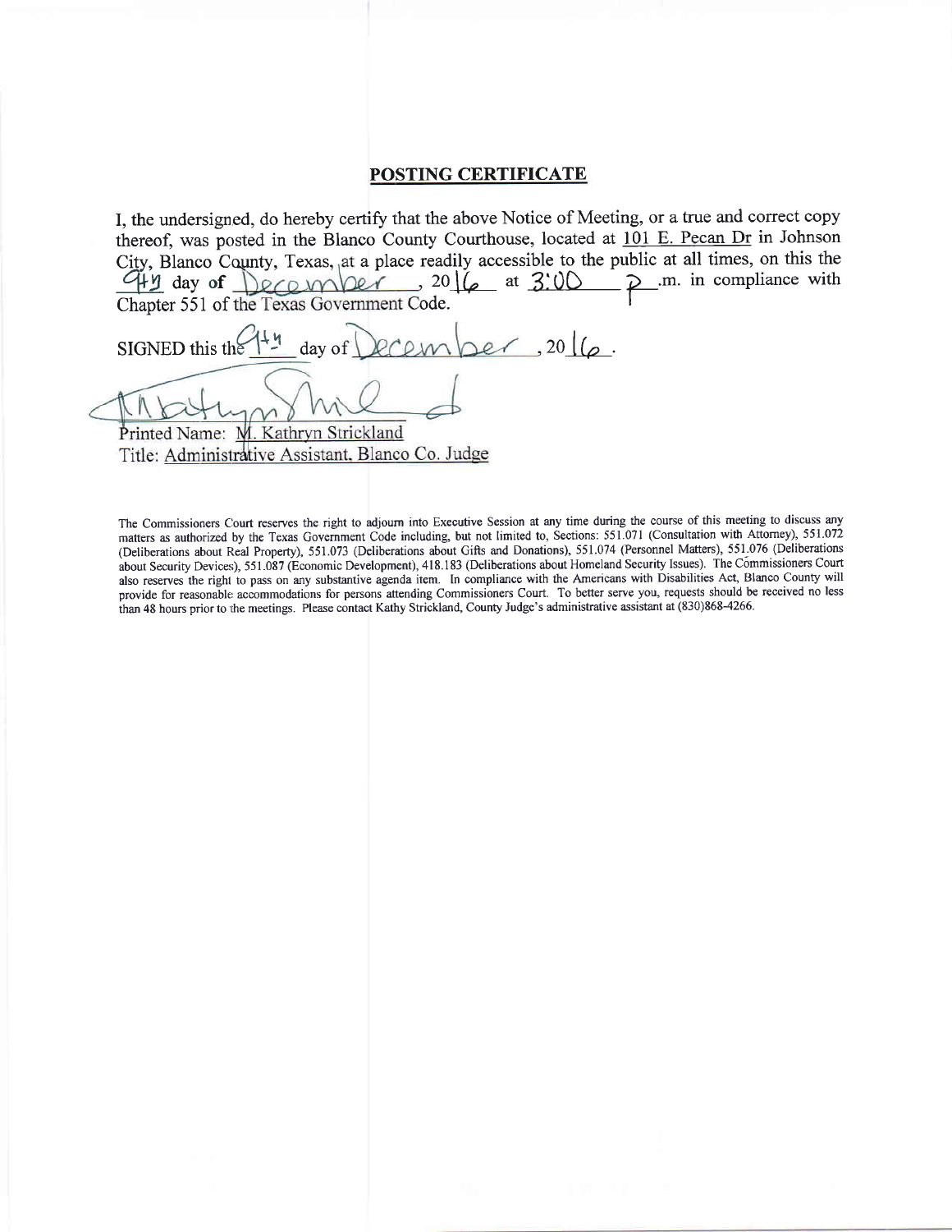## POSTING CERTIFICATE

I, the undersigned, do hereby certify that the above Notice of Meeting, or a true and correct copy thereof, was posted in the Blanco County Courthouse, located at 101 E. Pecan Dr in Johnson City, Blanco County, Texas, at a place readily accessible to the public at all times, on this the 9th day of December, 2016 at 3:00 p.m. in compliance with Chapter 551 of the Texas Government Code.

SIGNED this the 9th day of December, 2016.

Printed Name: M. Kathryn Strickland
Title: Administrative Assistant, Blanco Co. Judge

The Commissioners Court reserves the right to adjourn into Executive Session at any time during the course of this meeting to discuss any matters as authorized by the Texas Government Code including, but not limited to, Sections: 551.071 (Consultation with Attorney), 551.072 (Deliberations about Real Property), 551.073 (Deliberations about Gifts and Donations), 551.074 (Personnel Matters), 551.076 (Deliberations about Security Devices), 551.087 (Economic Development), 418.183 (Deliberations about Homeland Security Issues). The Commissioners Court also reserves the right to pass on any substantive agenda item. In compliance with the Americans with Disabilities Act, Blanco County will provide for reasonable accommodations for persons attending Commissioners Court. To better serve you, requests should be received no less than 48 hours prior to the meetings. Please contact Kathy Strickland, County Judge's administrative assistant at (830)868-4266.